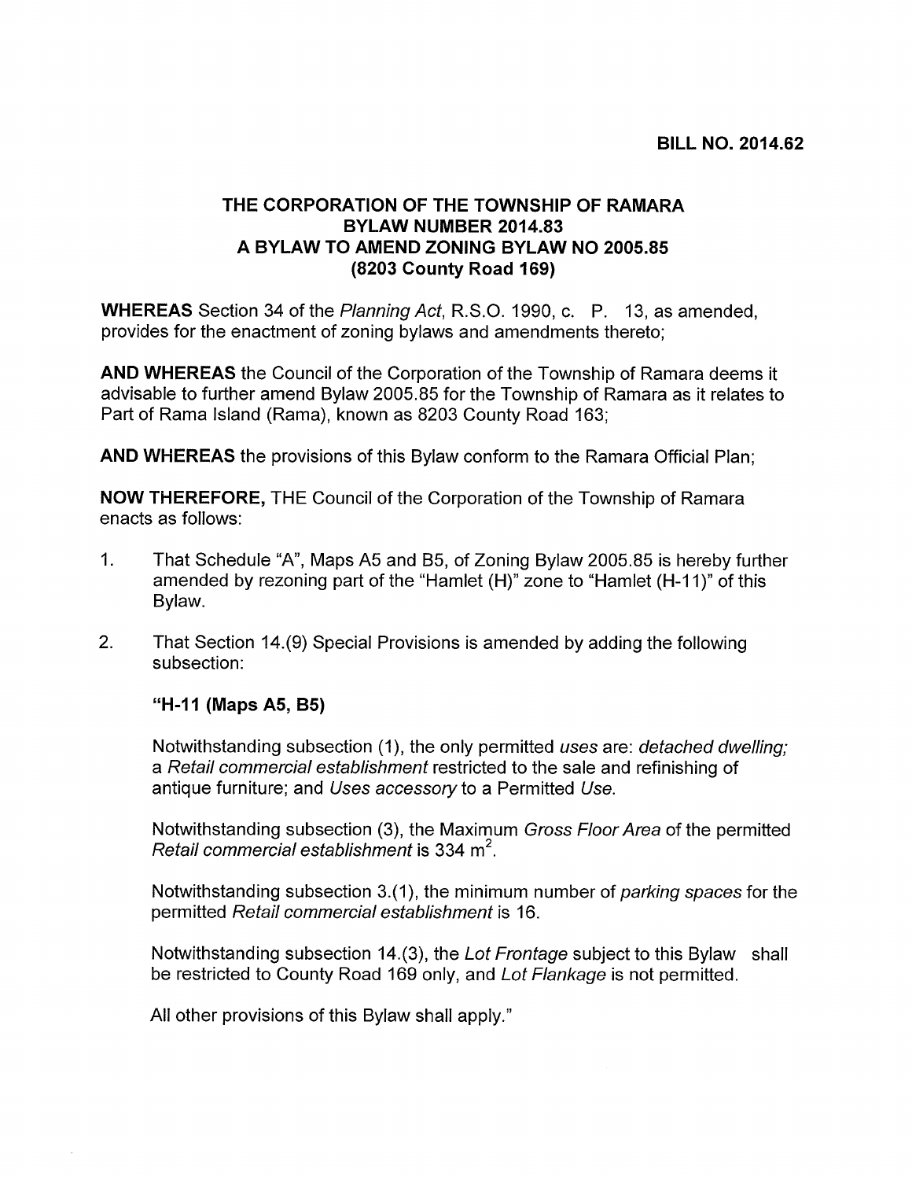**BILL NO. 2014.62**

# THE CORPORATION OF THE TOWNSHIP OF RAMARA
## BYLAW NUMBER 2014.83
## A BYLAW TO AMEND ZONING BYLAW NO 2005.85
## (8203 County Road 169)

**WHEREAS** Section 34 of the *Planning Act*, R.S.O. 1990, c. P. 13, as amended, provides for the enactment of zoning bylaws and amendments thereto;

**AND WHEREAS** the Council of the Corporation of the Township of Ramara deems it advisable to further amend Bylaw 2005.85 for the Township of Ramara as it relates to Part of Rama Island (Rama), known as 8203 County Road 163;

**AND WHEREAS** the provisions of this Bylaw conform to the Ramara Official Plan;

**NOW THEREFORE,** THE Council of the Corporation of the Township of Ramara enacts as follows:

1. That Schedule "A", Maps A5 and B5, of Zoning Bylaw 2005.85 is hereby further amended by rezoning part of the "Hamlet (H)" zone to "Hamlet (H-11)" of this Bylaw.

2. That Section 14.(9) Special Provisions is amended by adding the following subsection:

   **"H-11 (Maps A5, B5)**

   Notwithstanding subsection (1), the only permitted *uses* are: *detached dwelling;* a *Retail commercial establishment* restricted to the sale and refinishing of antique furniture; and *Uses accessory* to a Permitted *Use.*

   Notwithstanding subsection (3), the Maximum *Gross Floor Area* of the permitted *Retail commercial establishment* is 334 $m^2$.

   Notwithstanding subsection 3.(1), the minimum number of *parking spaces* for the permitted *Retail commercial establishment* is 16.

   Notwithstanding subsection 14.(3), the *Lot Frontage* subject to this Bylaw shall be restricted to County Road 169 only, and *Lot Flankage* is not permitted.

   All other provisions of this Bylaw shall apply."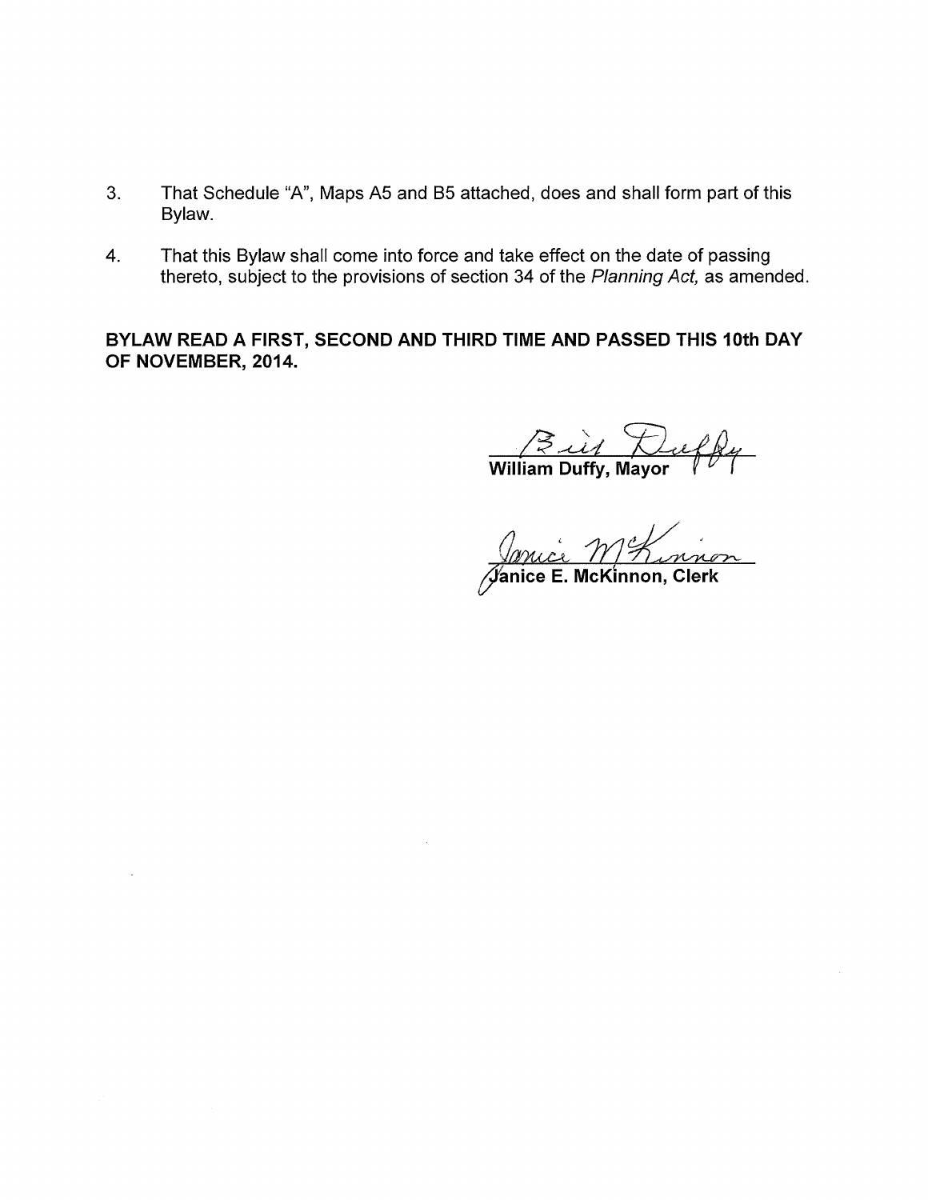3. That Schedule "A", Maps A5 and B5 attached, does and shall form part of this Bylaw.

4. That this Bylaw shall come into force and take effect on the date of passing thereto, subject to the provisions of section 34 of the *Planning Act,* as amended.

**BYLAW READ A FIRST, SECOND AND THIRD TIME AND PASSED THIS 10th DAY OF NOVEMBER, 2014.**

**William Duffy, Mayor**

**Janice E. McKinnon, Clerk**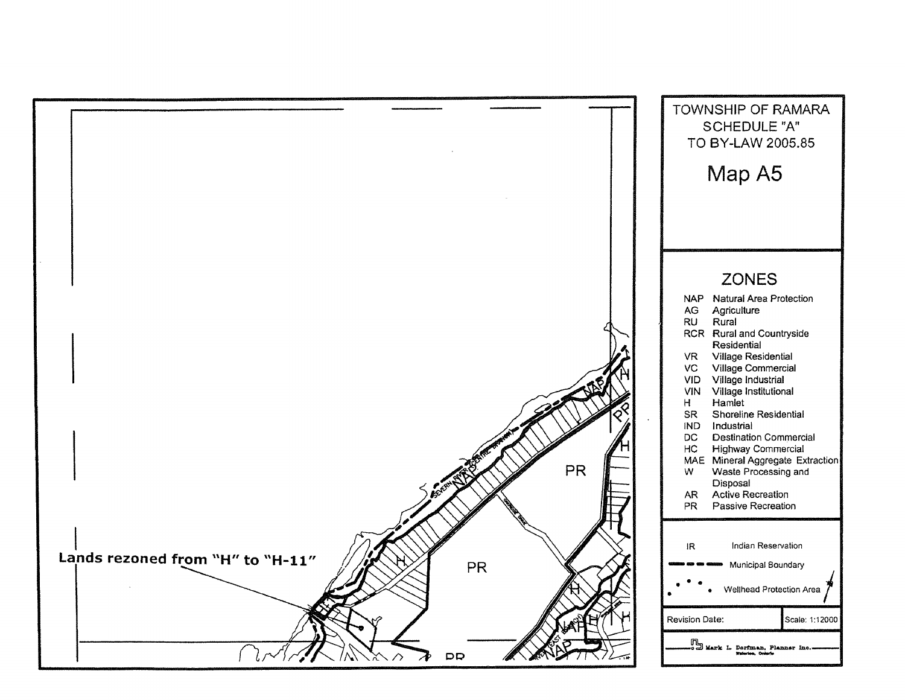TOWNSHIP OF RAMARA
SCHEDULE "A"
TO BY-LAW 2005.85

# Map A5

Lands rezoned from "H" to "H-11"

## ZONES

| Code | Zone |
|---|---|
| NAP | Natural Area Protection |
| AG | Agriculture |
| RU | Rural |
| RCR | Rural and Countryside Residential |
| VR | Village Residential |
| VC | Village Commercial |
| VID | Village Industrial |
| VIN | Village Institutional |
| H | Hamlet |
| SR | Shoreline Residential |
| IND | Industrial |
| DC | Destination Commercial |
| HC | Highway Commercial |
| MAE | Mineral Aggregate Extraction |
| W | Waste Processing and Disposal |
| AR | Active Recreation |
| PR | Passive Recreation |

IR Indian Reservation

Municipal Boundary

Wellhead Protection Area

Revision Date: | Scale: 1:12000

Mark L. Dorfman, Planner Inc.
Waterloo, Ontario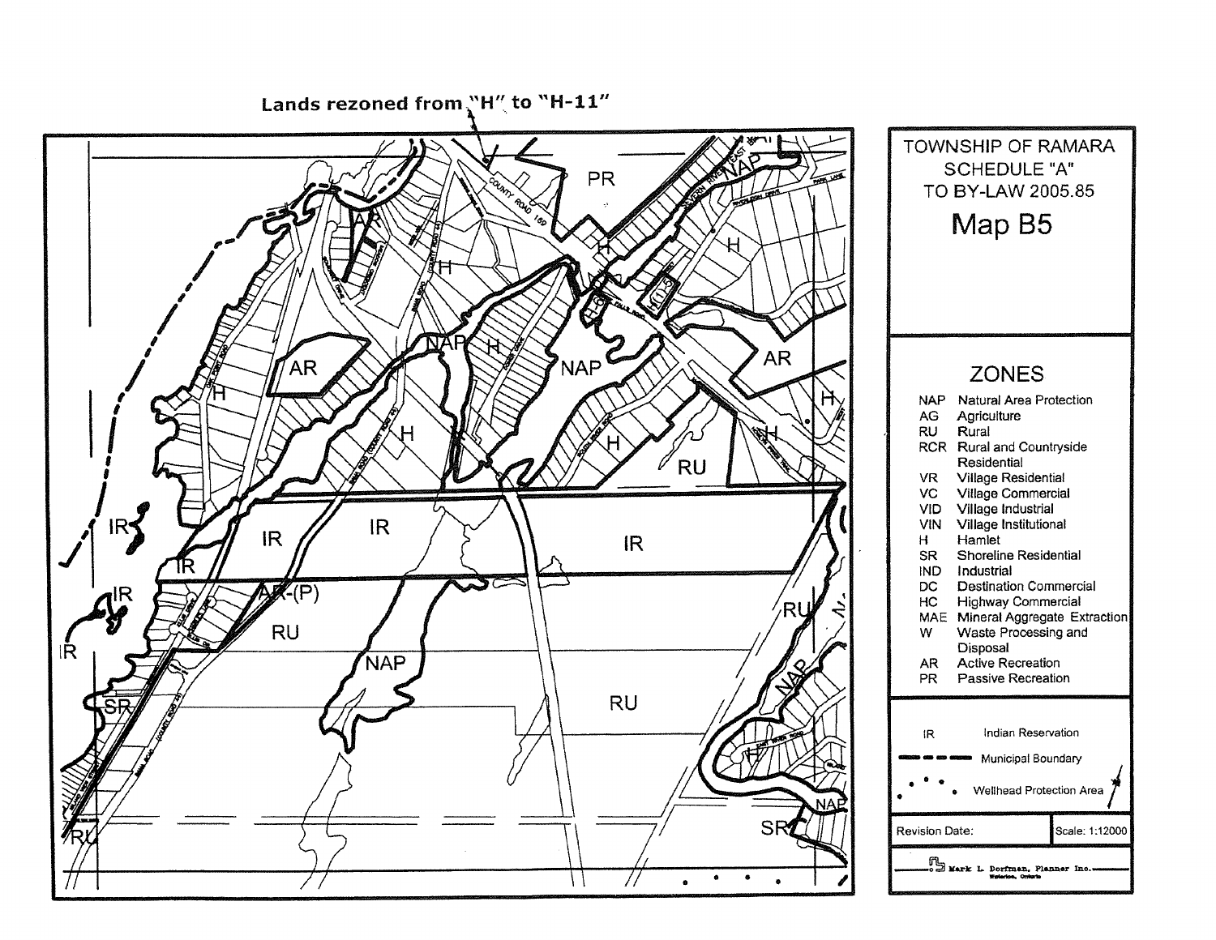Lands rezoned from "H" to "H-11"

TOWNSHIP OF RAMARA
SCHEDULE "A"
TO BY-LAW 2005.85

# Map B5

## ZONES

| | |
|---|---|
| NAP | Natural Area Protection |
| AG | Agriculture |
| RU | Rural |
| RCR | Rural and Countryside Residential |
| VR | Village Residential |
| VC | Village Commercial |
| VID | Village Industrial |
| VIN | Village Institutional |
| H | Hamlet |
| SR | Shoreline Residential |
| IND | Industrial |
| DC | Destination Commercial |
| HC | Highway Commercial |
| MAE | Mineral Aggregate Extraction |
| W | Waste Processing and Disposal |
| AR | Active Recreation |
| PR | Passive Recreation |

IR Indian Reservation

Municipal Boundary

Wellhead Protection Area

Revision Date:

Scale: 1:12000

Mark L. Dorfman, Planner Inc.
Waterloo, Ontario